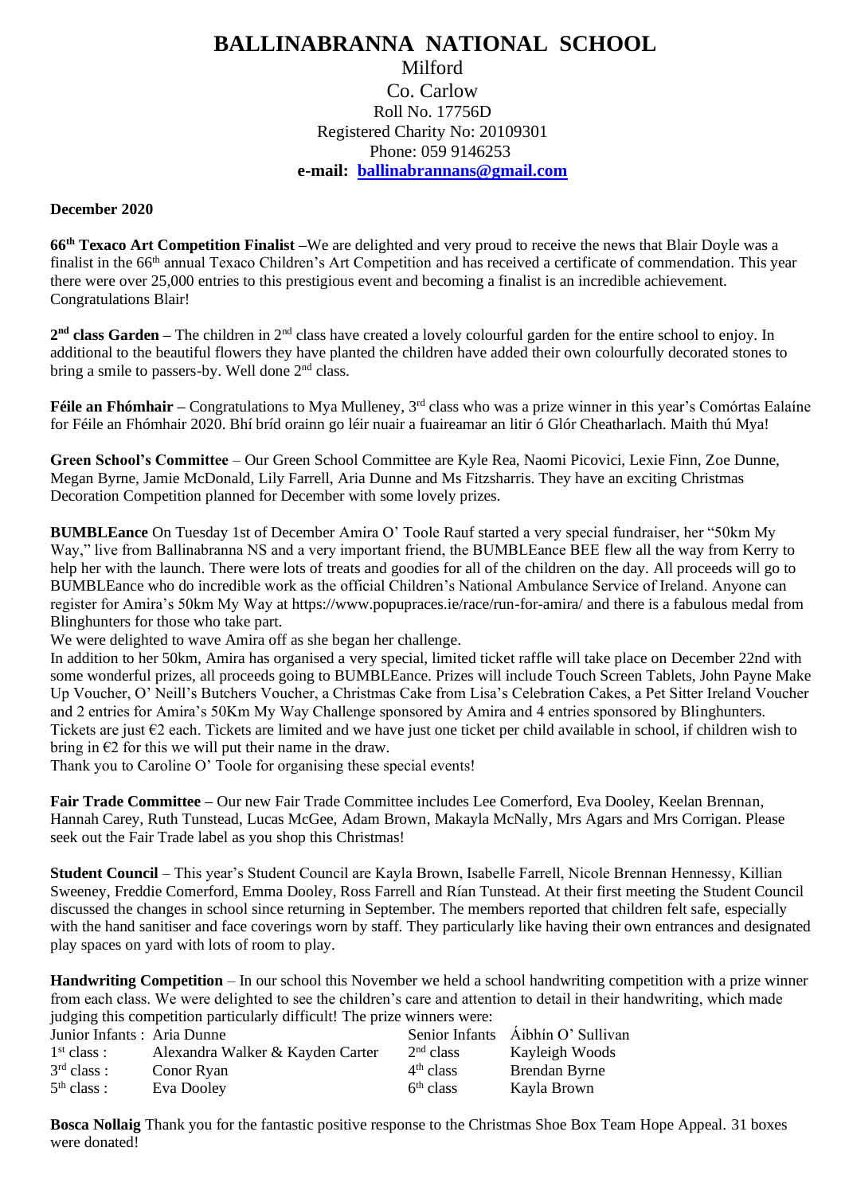# BALLINABRANNA NATIONAL SCHOOL

Milford
Co. Carlow
Roll No. 17756D
Registered Charity No: 20109301
Phone: 059 9146253
**e-mail: ballinabrannans@gmail.com**

**December 2020**

**66th Texaco Art Competition Finalist** –We are delighted and very proud to receive the news that Blair Doyle was a finalist in the 66th annual Texaco Children's Art Competition and has received a certificate of commendation. This year there were over 25,000 entries to this prestigious event and becoming a finalist is an incredible achievement. Congratulations Blair!

**2nd class Garden** – The children in 2nd class have created a lovely colourful garden for the entire school to enjoy. In additional to the beautiful flowers they have planted the children have added their own colourfully decorated stones to bring a smile to passers-by. Well done 2nd class.

**Féile an Fhómhair** – Congratulations to Mya Mulleney, 3rd class who was a prize winner in this year's Comórtas Ealaíne for Féile an Fhómhair 2020. Bhí bríd orainn go léir nuair a fuaireamar an litir ó Glór Cheatharlach. Maith thú Mya!

**Green School's Committee** – Our Green School Committee are Kyle Rea, Naomi Picovici, Lexie Finn, Zoe Dunne, Megan Byrne, Jamie McDonald, Lily Farrell, Aria Dunne and Ms Fitzsharris. They have an exciting Christmas Decoration Competition planned for December with some lovely prizes.

**BUMBLEance** On Tuesday 1st of December Amira O' Toole Rauf started a very special fundraiser, her "50km My Way," live from Ballinabranna NS and a very important friend, the BUMBLEance BEE flew all the way from Kerry to help her with the launch. There were lots of treats and goodies for all of the children on the day. All proceeds will go to BUMBLEance who do incredible work as the official Children's National Ambulance Service of Ireland. Anyone can register for Amira's 50km My Way at https://www.popupraces.ie/race/run-for-amira/ and there is a fabulous medal from Blinghunters for those who take part.
We were delighted to wave Amira off as she began her challenge.
In addition to her 50km, Amira has organised a very special, limited ticket raffle will take place on December 22nd with some wonderful prizes, all proceeds going to BUMBLEance. Prizes will include Touch Screen Tablets, John Payne Make Up Voucher, O' Neill's Butchers Voucher, a Christmas Cake from Lisa's Celebration Cakes, a Pet Sitter Ireland Voucher and 2 entries for Amira's 50Km My Way Challenge sponsored by Amira and 4 entries sponsored by Blinghunters. Tickets are just €2 each. Tickets are limited and we have just one ticket per child available in school, if children wish to bring in €2 for this we will put their name in the draw.
Thank you to Caroline O' Toole for organising these special events!

**Fair Trade Committee** – Our new Fair Trade Committee includes Lee Comerford, Eva Dooley, Keelan Brennan, Hannah Carey, Ruth Tunstead, Lucas McGee, Adam Brown, Makayla McNally, Mrs Agars and Mrs Corrigan. Please seek out the Fair Trade label as you shop this Christmas!

**Student Council** – This year's Student Council are Kayla Brown, Isabelle Farrell, Nicole Brennan Hennessy, Killian Sweeney, Freddie Comerford, Emma Dooley, Ross Farrell and Rían Tunstead. At their first meeting the Student Council discussed the changes in school since returning in September. The members reported that children felt safe, especially with the hand sanitiser and face coverings worn by staff. They particularly like having their own entrances and designated play spaces on yard with lots of room to play.

**Handwriting Competition** – In our school this November we held a school handwriting competition with a prize winner from each class. We were delighted to see the children's care and attention to detail in their handwriting, which made judging this competition particularly difficult! The prize winners were:

| | | | |
|---|---|---|---|
| Junior Infants : | Aria Dunne | Senior Infants | Áibhín O' Sullivan |
| 1st class : | Alexandra Walker & Kayden Carter | 2nd class | Kayleigh Woods |
| 3rd class : | Conor Ryan | 4th class | Brendan Byrne |
| 5th class : | Eva Dooley | 6th class | Kayla Brown |

**Bosca Nollaig** Thank you for the fantastic positive response to the Christmas Shoe Box Team Hope Appeal. 31 boxes were donated!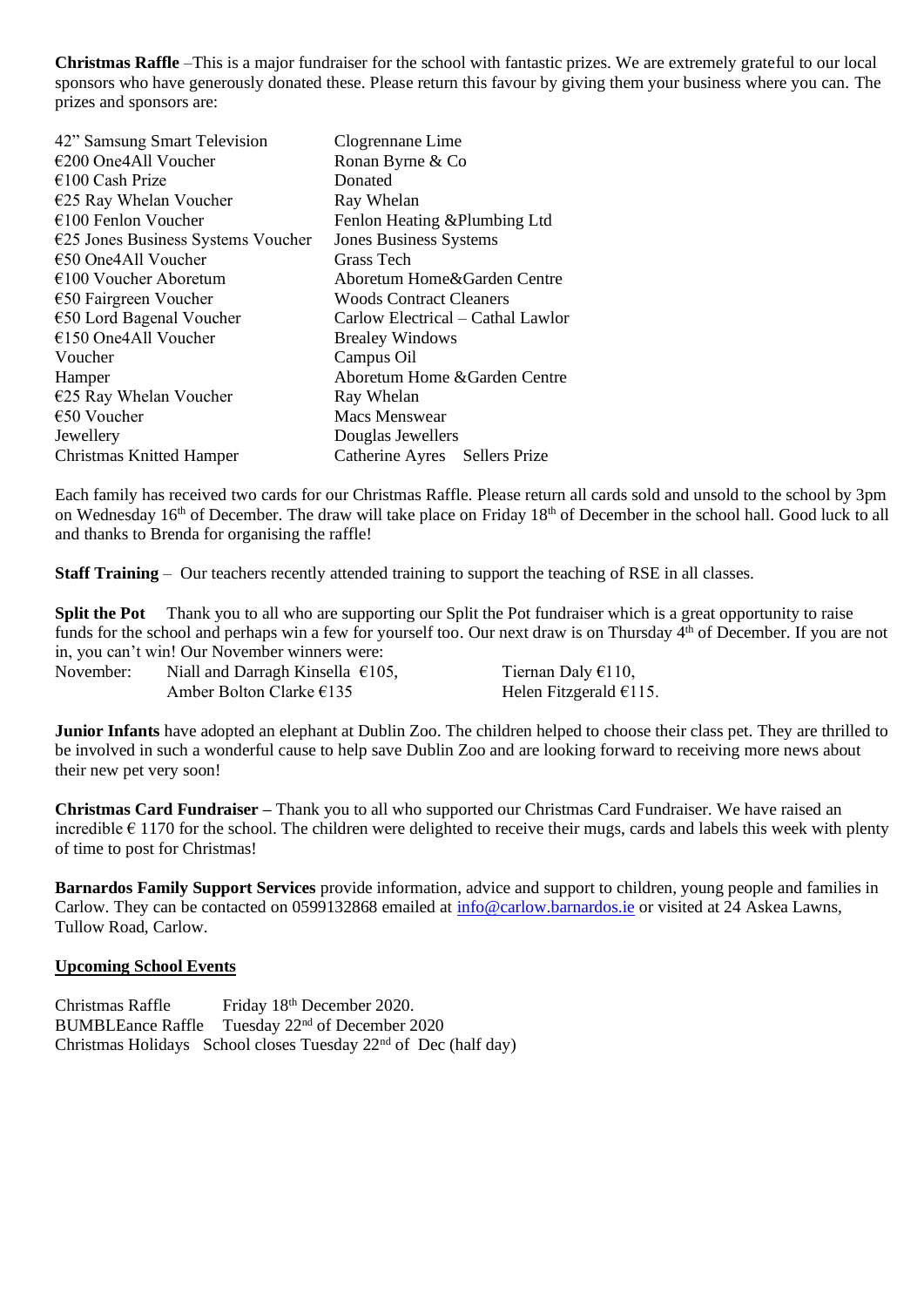**Christmas Raffle** –This is a major fundraiser for the school with fantastic prizes. We are extremely grateful to our local sponsors who have generously donated these. Please return this favour by giving them your business where you can. The prizes and sponsors are:

| | |
|---|---|
| 42" Samsung Smart Television | Clogrennane Lime |
| €200 One4All Voucher | Ronan Byrne & Co |
| €100 Cash Prize | Donated |
| €25 Ray Whelan Voucher | Ray Whelan |
| €100 Fenlon Voucher | Fenlon Heating &Plumbing Ltd |
| €25 Jones Business Systems Voucher | Jones Business Systems |
| €50 One4All Voucher | Grass Tech |
| €100 Voucher Aboretum | Aboretum Home&Garden Centre |
| €50 Fairgreen Voucher | Woods Contract Cleaners |
| €50 Lord Bagenal Voucher | Carlow Electrical – Cathal Lawlor |
| €150 One4All Voucher | Brealey Windows |
| Voucher | Campus Oil |
| Hamper | Aboretum Home &Garden Centre |
| €25 Ray Whelan Voucher | Ray Whelan |
| €50 Voucher | Macs Menswear |
| Jewellery | Douglas Jewellers |
| Christmas Knitted Hamper | Catherine Ayres Sellers Prize |

Each family has received two cards for our Christmas Raffle. Please return all cards sold and unsold to the school by 3pm on Wednesday 16th of December. The draw will take place on Friday 18th of December in the school hall. Good luck to all and thanks to Brenda for organising the raffle!

**Staff Training** – Our teachers recently attended training to support the teaching of RSE in all classes.

**Split the Pot** Thank you to all who are supporting our Split the Pot fundraiser which is a great opportunity to raise funds for the school and perhaps win a few for yourself too. Our next draw is on Thursday 4th of December. If you are not in, you can't win! Our November winners were:

November: Niall and Darragh Kinsella €105, Tiernan Daly €110, Amber Bolton Clarke €135 Helen Fitzgerald €115.

**Junior Infants** have adopted an elephant at Dublin Zoo. The children helped to choose their class pet. They are thrilled to be involved in such a wonderful cause to help save Dublin Zoo and are looking forward to receiving more news about their new pet very soon!

**Christmas Card Fundraiser –** Thank you to all who supported our Christmas Card Fundraiser. We have raised an incredible € 1170 for the school. The children were delighted to receive their mugs, cards and labels this week with plenty of time to post for Christmas!

**Barnardos Family Support Services** provide information, advice and support to children, young people and families in Carlow. They can be contacted on 0599132868 emailed at info@carlow.barnardos.ie or visited at 24 Askea Lawns, Tullow Road, Carlow.

## Upcoming School Events

Christmas Raffle Friday 18th December 2020.
BUMBLEance Raffle Tuesday 22nd of December 2020
Christmas Holidays School closes Tuesday 22nd of Dec (half day)